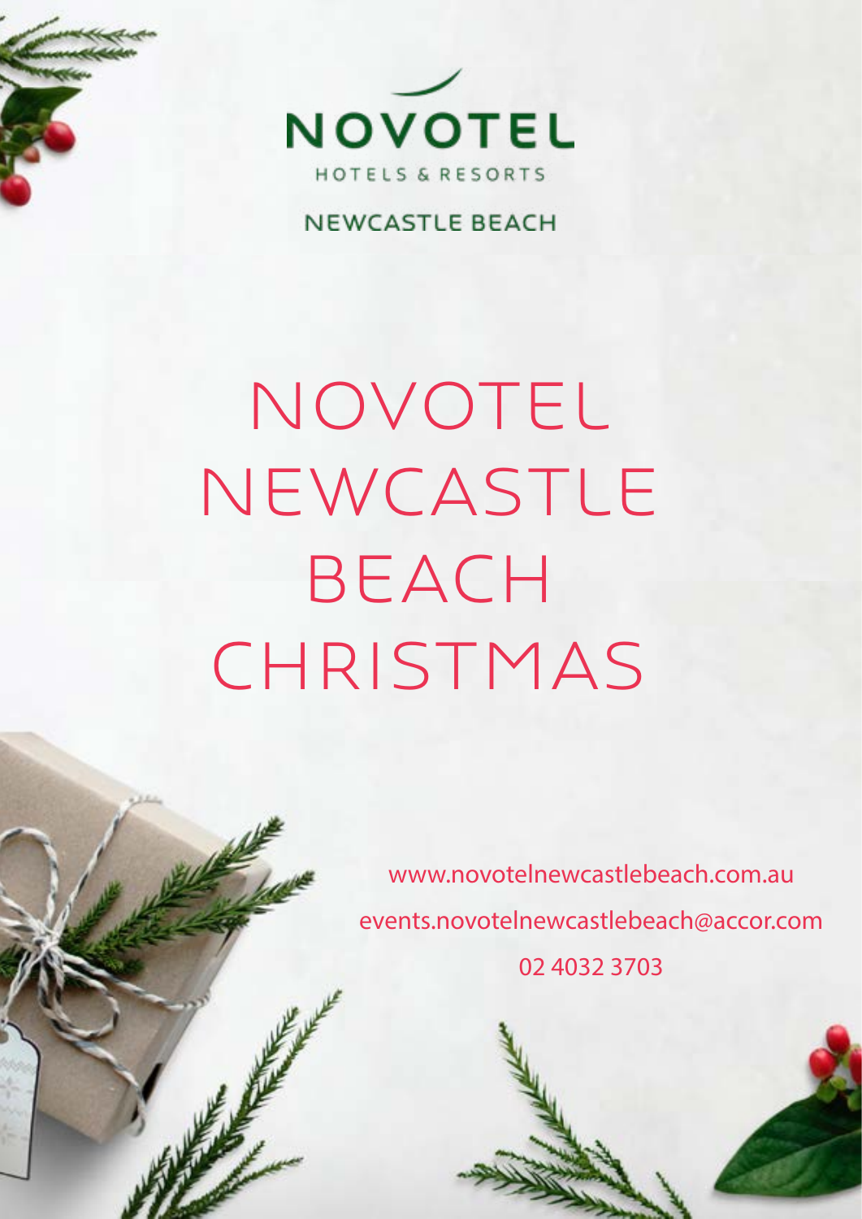NOVOTEL

HOTELS & RESORTS

NEWCASTLE BEACH

# NOVOTEL NEWCASTLE BEACH CHRISTMAS

www.novotelnewcastlebeach.com.au

events.novotelnewcastlebeach@accor.com

02 4032 3703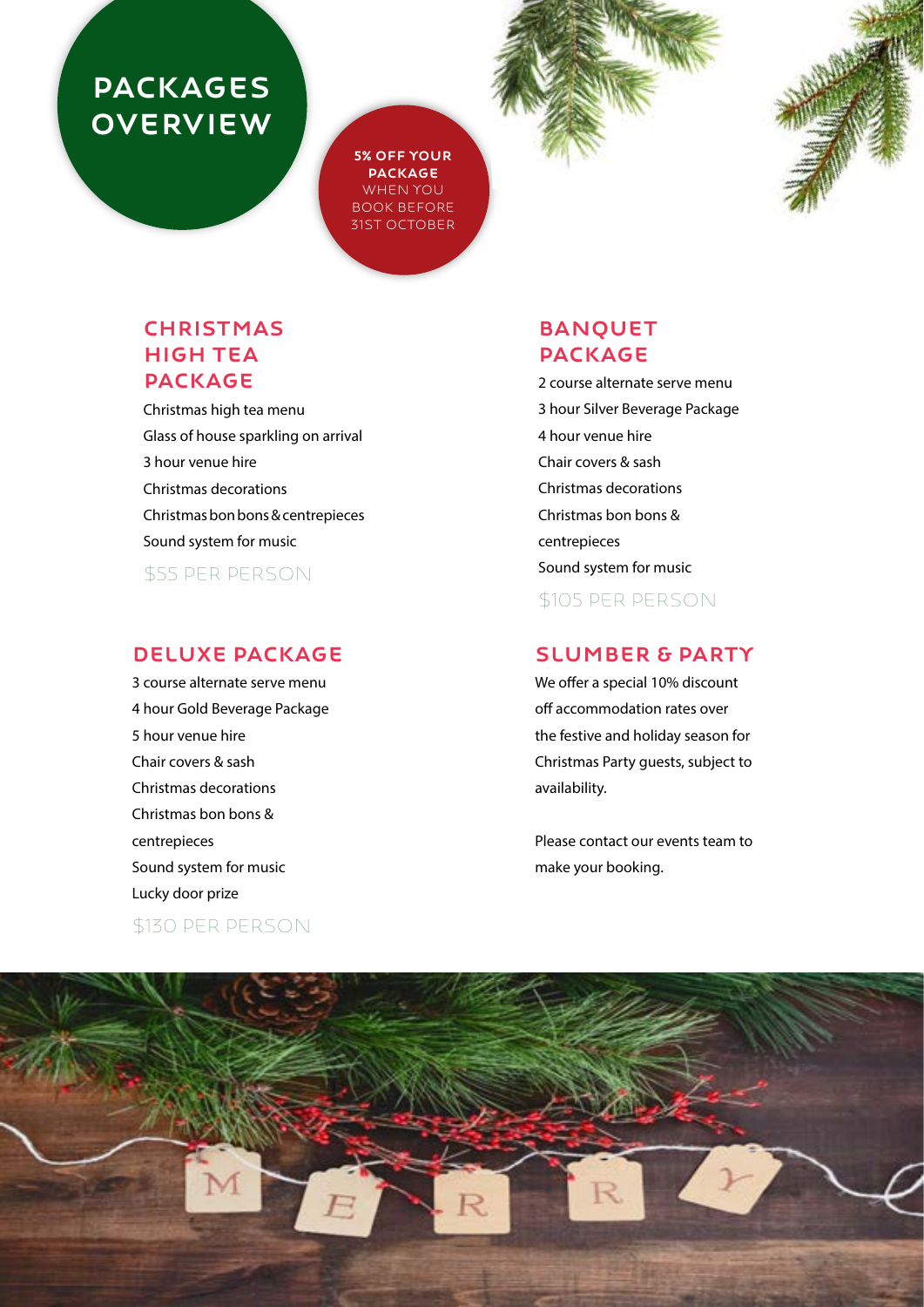# PACKAGES OVERVIEW

**5% OFF YOUR PACKAGE** WHEN YOU BOOK BEFORE 31ST OCTOBER

## CHRISTMAS HIGH TEA PACKAGE

Christmas high tea menu
Glass of house sparkling on arrival
3 hour venue hire
Christmas decorations
Christmas bon bons & centrepieces
Sound system for music

$55 PER PERSON

## BANQUET PACKAGE

2 course alternate serve menu
3 hour Silver Beverage Package
4 hour venue hire
Chair covers & sash
Christmas decorations
Christmas bon bons & centrepieces
Sound system for music

$105 PER PERSON

## DELUXE PACKAGE

3 course alternate serve menu
4 hour Gold Beverage Package
5 hour venue hire
Chair covers & sash
Christmas decorations
Christmas bon bons & centrepieces
Sound system for music
Lucky door prize

$130 PER PERSON

## SLUMBER & PARTY

We offer a special 10% discount off accommodation rates over the festive and holiday season for Christmas Party guests, subject to availability.

Please contact our events team to make your booking.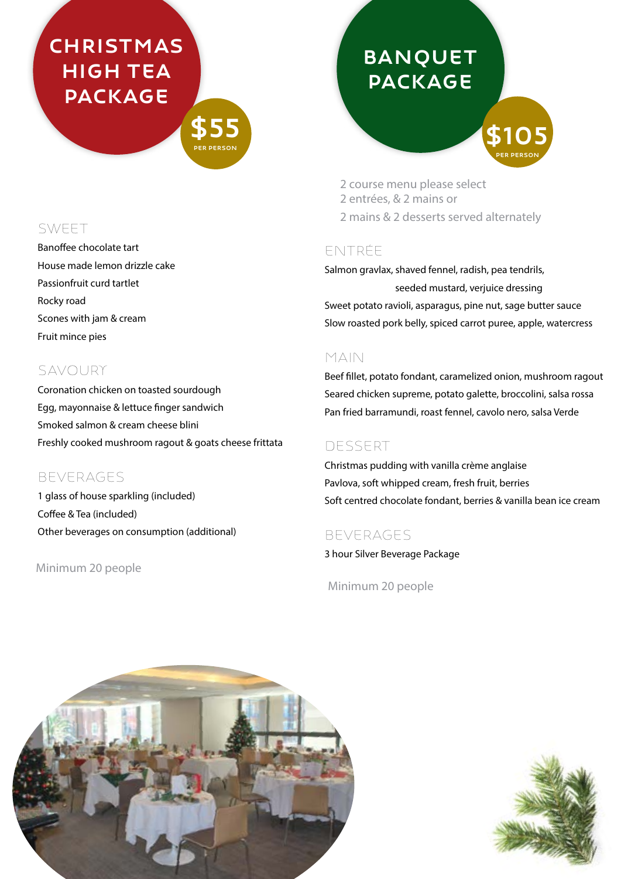# CHRISTMAS HIGH TEA PACKAGE

**$55** PER PERSON

## SWEET

Banoffee chocolate tart
House made lemon drizzle cake
Passionfruit curd tartlet
Rocky road
Scones with jam & cream
Fruit mince pies

## SAVOURY

Coronation chicken on toasted sourdough
Egg, mayonnaise & lettuce finger sandwich
Smoked salmon & cream cheese blini
Freshly cooked mushroom ragout & goats cheese frittata

## BEVERAGES

1 glass of house sparkling (included)
Coffee & Tea (included)
Other beverages on consumption (additional)

Minimum 20 people

# BANQUET PACKAGE

**$105** PER PERSON

2 course menu please select
2 entrées, & 2 mains or
2 mains & 2 desserts served alternately

## ENTRÉE

Salmon gravlax, shaved fennel, radish, pea tendrils, seeded mustard, verjuice dressing
Sweet potato ravioli, asparagus, pine nut, sage butter sauce
Slow roasted pork belly, spiced carrot puree, apple, watercress

## MAIN

Beef fillet, potato fondant, caramelized onion, mushroom ragout
Seared chicken supreme, potato galette, broccolini, salsa rossa
Pan fried barramundi, roast fennel, cavolo nero, salsa Verde

## DESSERT

Christmas pudding with vanilla crème anglaise
Pavlova, soft whipped cream, fresh fruit, berries
Soft centred chocolate fondant, berries & vanilla bean ice cream

## BEVERAGES

3 hour Silver Beverage Package

Minimum 20 people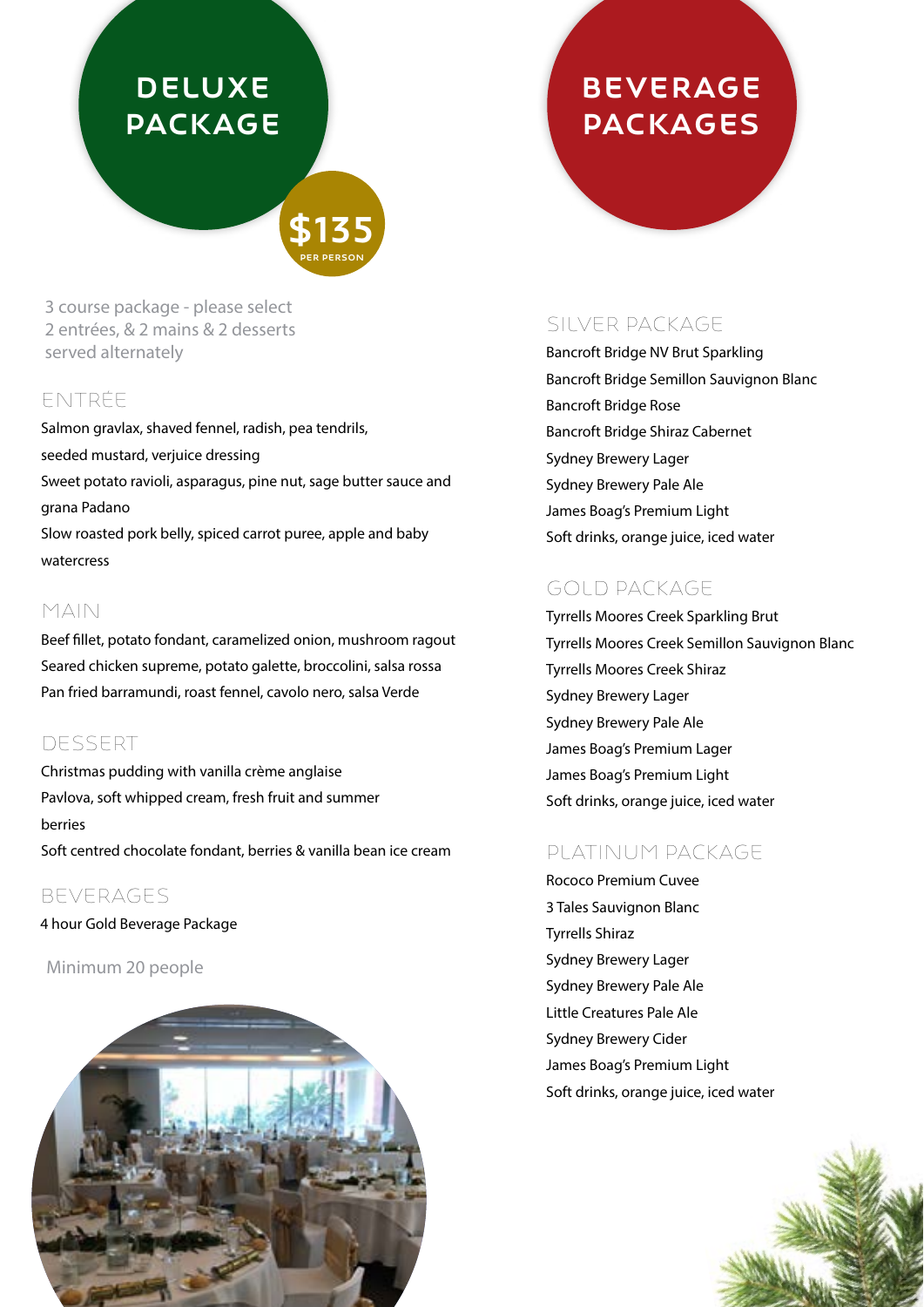# DELUXE PACKAGE

**$135**
PER PERSON

3 course package - please select 2 entrées, & 2 mains & 2 desserts served alternately

## ENTRÉE

Salmon gravlax, shaved fennel, radish, pea tendrils, seeded mustard, verjuice dressing

Sweet potato ravioli, asparagus, pine nut, sage butter sauce and grana Padano

Slow roasted pork belly, spiced carrot puree, apple and baby watercress

## MAIN

Beef fillet, potato fondant, caramelized onion, mushroom ragout

Seared chicken supreme, potato galette, broccolini, salsa rossa

Pan fried barramundi, roast fennel, cavolo nero, salsa Verde

## DESSERT

Christmas pudding with vanilla crème anglaise

Pavlova, soft whipped cream, fresh fruit and summer berries

Soft centred chocolate fondant, berries & vanilla bean ice cream

## BEVERAGES

4 hour Gold Beverage Package

Minimum 20 people

# BEVERAGE PACKAGES

## SILVER PACKAGE

Bancroft Bridge NV Brut Sparkling
Bancroft Bridge Semillon Sauvignon Blanc
Bancroft Bridge Rose
Bancroft Bridge Shiraz Cabernet
Sydney Brewery Lager
Sydney Brewery Pale Ale
James Boag's Premium Light
Soft drinks, orange juice, iced water

## GOLD PACKAGE

Tyrrells Moores Creek Sparkling Brut
Tyrrells Moores Creek Semillon Sauvignon Blanc
Tyrrells Moores Creek Shiraz
Sydney Brewery Lager
Sydney Brewery Pale Ale
James Boag's Premium Lager
James Boag's Premium Light
Soft drinks, orange juice, iced water

## PLATINUM PACKAGE

Rococo Premium Cuvee
3 Tales Sauvignon Blanc
Tyrrells Shiraz
Sydney Brewery Lager
Sydney Brewery Pale Ale
Little Creatures Pale Ale
Sydney Brewery Cider
James Boag's Premium Light
Soft drinks, orange juice, iced water